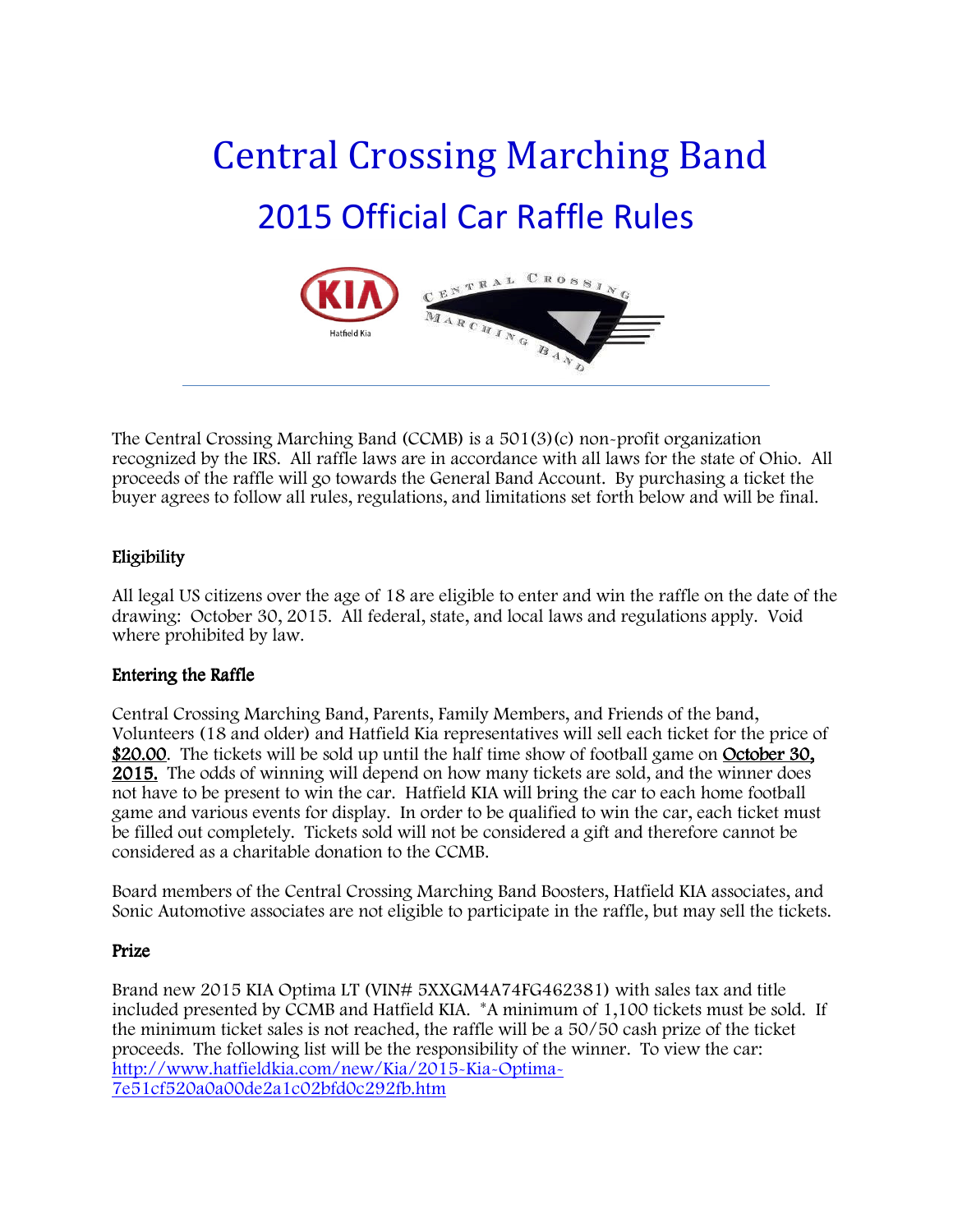# Central Crossing Marching Band

## 2015 Official Car Raffle Rules

---

The Central Crossing Marching Band (CCMB) is a 501(3)(c) non-profit organization recognized by the IRS. All raffle laws are in accordance with all laws for the state of Ohio. All proceeds of the raffle will go towards the General Band Account. By purchasing a ticket the buyer agrees to follow all rules, regulations, and limitations set forth below and will be final.

### Eligibility

All legal US citizens over the age of 18 are eligible to enter and win the raffle on the date of the drawing: October 30, 2015. All federal, state, and local laws and regulations apply. Void where prohibited by law.

### Entering the Raffle

Central Crossing Marching Band, Parents, Family Members, and Friends of the band, Volunteers (18 and older) and Hatfield Kia representatives will sell each ticket for the price of **$20.00**. The tickets will be sold up until the half time show of football game on **October 30, 2015.** The odds of winning will depend on how many tickets are sold, and the winner does not have to be present to win the car. Hatfield KIA will bring the car to each home football game and various events for display. In order to be qualified to win the car, each ticket must be filled out completely. Tickets sold will not be considered a gift and therefore cannot be considered as a charitable donation to the CCMB.

Board members of the Central Crossing Marching Band Boosters, Hatfield KIA associates, and Sonic Automotive associates are not eligible to participate in the raffle, but may sell the tickets.

### Prize

Brand new 2015 KIA Optima LT (VIN# 5XXGM4A74FG462381) with sales tax and title included presented by CCMB and Hatfield KIA. *A minimum of 1,100 tickets must be sold. If the minimum ticket sales is not reached, the raffle will be a 50/50 cash prize of the ticket proceeds. The following list will be the responsibility of the winner. To view the car: http://www.hatfieldkia.com/new/Kia/2015-Kia-Optima-7e51cf520a0a00de2a1c02bfd0c292fb.htm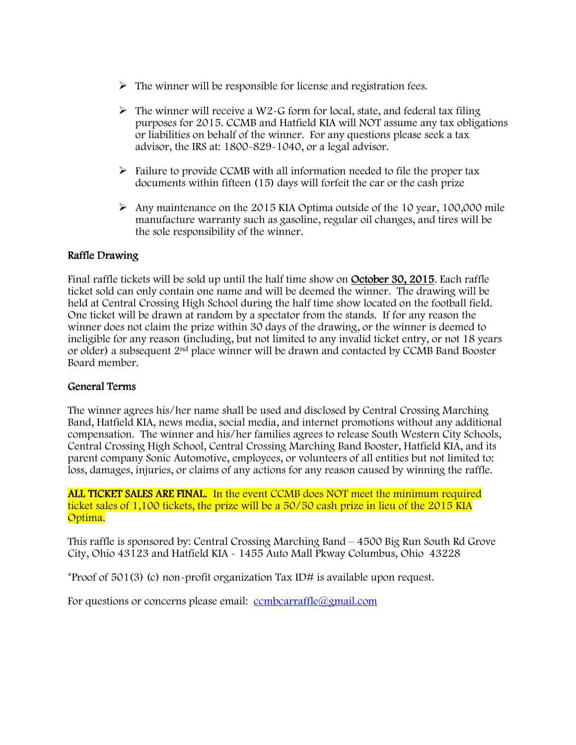- The winner will be responsible for license and registration fees.
- The winner will receive a W2-G form for local, state, and federal tax filing purposes for 2015. CCMB and Hatfield KIA will NOT assume any tax obligations or liabilities on behalf of the winner. For any questions please seek a tax advisor, the IRS at: 1800-829-1040, or a legal advisor.
- Failure to provide CCMB with all information needed to file the proper tax documents within fifteen (15) days will forfeit the car or the cash prize
- Any maintenance on the 2015 KIA Optima outside of the 10 year, 100,000 mile manufacture warranty such as gasoline, regular oil changes, and tires will be the sole responsibility of the winner.

## Raffle Drawing

Final raffle tickets will be sold up until the half time show on <u>October 30, 2015</u>. Each raffle ticket sold can only contain one name and will be deemed the winner. The drawing will be held at Central Crossing High School during the half time show located on the football field. One ticket will be drawn at random by a spectator from the stands. If for any reason the winner does not claim the prize within 30 days of the drawing, or the winner is deemed to ineligible for any reason (including, but not limited to any invalid ticket entry, or not 18 years or older) a subsequent 2nd place winner will be drawn and contacted by CCMB Band Booster Board member.

## General Terms

The winner agrees his/her name shall be used and disclosed by Central Crossing Marching Band, Hatfield KIA, news media, social media, and internet promotions without any additional compensation. The winner and his/her families agrees to release South Western City Schools, Central Crossing High School, Central Crossing Marching Band Booster, Hatfield KIA, and its parent company Sonic Automotive, employees, or volunteers of all entities but not limited to: loss, damages, injuries, or claims of any actions for any reason caused by winning the raffle.

**ALL TICKET SALES ARE FINAL.** In the event CCMB does NOT meet the minimum required ticket sales of 1,100 tickets, the prize will be a 50/50 cash prize in lieu of the 2015 KIA Optima.

This raffle is sponsored by: Central Crossing Marching Band – 4500 Big Run South Rd Grove City, Ohio 43123 and Hatfield KIA - 1455 Auto Mall Pkway Columbus, Ohio 43228

*Proof of 501(3) (c) non-profit organization Tax ID# is available upon request.

For questions or concerns please email: ccmbcarraffle@gmail.com